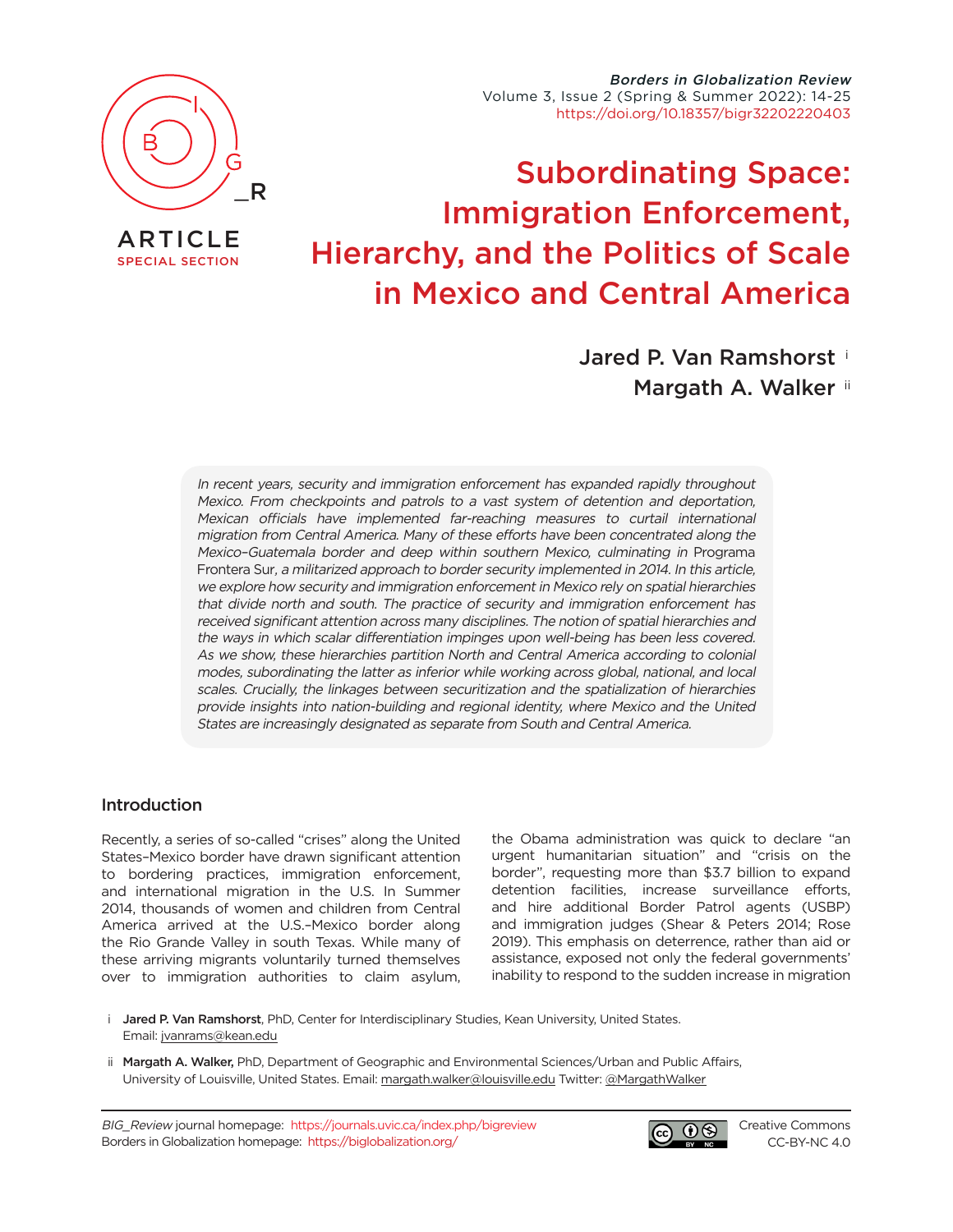ARTICLE
SPECIAL SECTION

# Subordinating Space: Immigration Enforcement, Hierarchy, and the Politics of Scale in Mexico and Central America

Jared P. Van Ramshorst [i]
Margath A. Walker [ii]

*In recent years, security and immigration enforcement has expanded rapidly throughout Mexico. From checkpoints and patrols to a vast system of detention and deportation, Mexican officials have implemented far-reaching measures to curtail international migration from Central America. Many of these efforts have been concentrated along the Mexico–Guatemala border and deep within southern Mexico, culminating in* Programa Frontera Sur*, a militarized approach to border security implemented in 2014. In this article, we explore how security and immigration enforcement in Mexico rely on spatial hierarchies that divide north and south. The practice of security and immigration enforcement has received significant attention across many disciplines. The notion of spatial hierarchies and the ways in which scalar differentiation impinges upon well-being has been less covered. As we show, these hierarchies partition North and Central America according to colonial modes, subordinating the latter as inferior while working across global, national, and local scales. Crucially, the linkages between securitization and the spatialization of hierarchies provide insights into nation-building and regional identity, where Mexico and the United States are increasingly designated as separate from South and Central America.*

## Introduction

Recently, a series of so-called "crises" along the United States–Mexico border have drawn significant attention to bordering practices, immigration enforcement, and international migration in the U.S. In Summer 2014, thousands of women and children from Central America arrived at the U.S.–Mexico border along the Rio Grande Valley in south Texas. While many of these arriving migrants voluntarily turned themselves over to immigration authorities to claim asylum, the Obama administration was quick to declare "an urgent humanitarian situation" and "crisis on the border", requesting more than $3.7 billion to expand detention facilities, increase surveillance efforts, and hire additional Border Patrol agents (USBP) and immigration judges (Shear & Peters 2014; Rose 2019). This emphasis on deterrence, rather than aid or assistance, exposed not only the federal governments' inability to respond to the sudden increase in migration

i Jared P. Van Ramshorst, PhD, Center for Interdisciplinary Studies, Kean University, United States. Email: jvanrams@kean.edu

ii Margath A. Walker, PhD, Department of Geographic and Environmental Sciences/Urban and Public Affairs, University of Louisville, United States. Email: margath.walker@louisville.edu Twitter: @MargathWalker

*BIG_Review* journal homepage: https://journals.uvic.ca/index.php/bigreview
Borders in Globalization homepage: https://biglobalization.org/

Creative Commons CC-BY-NC 4.0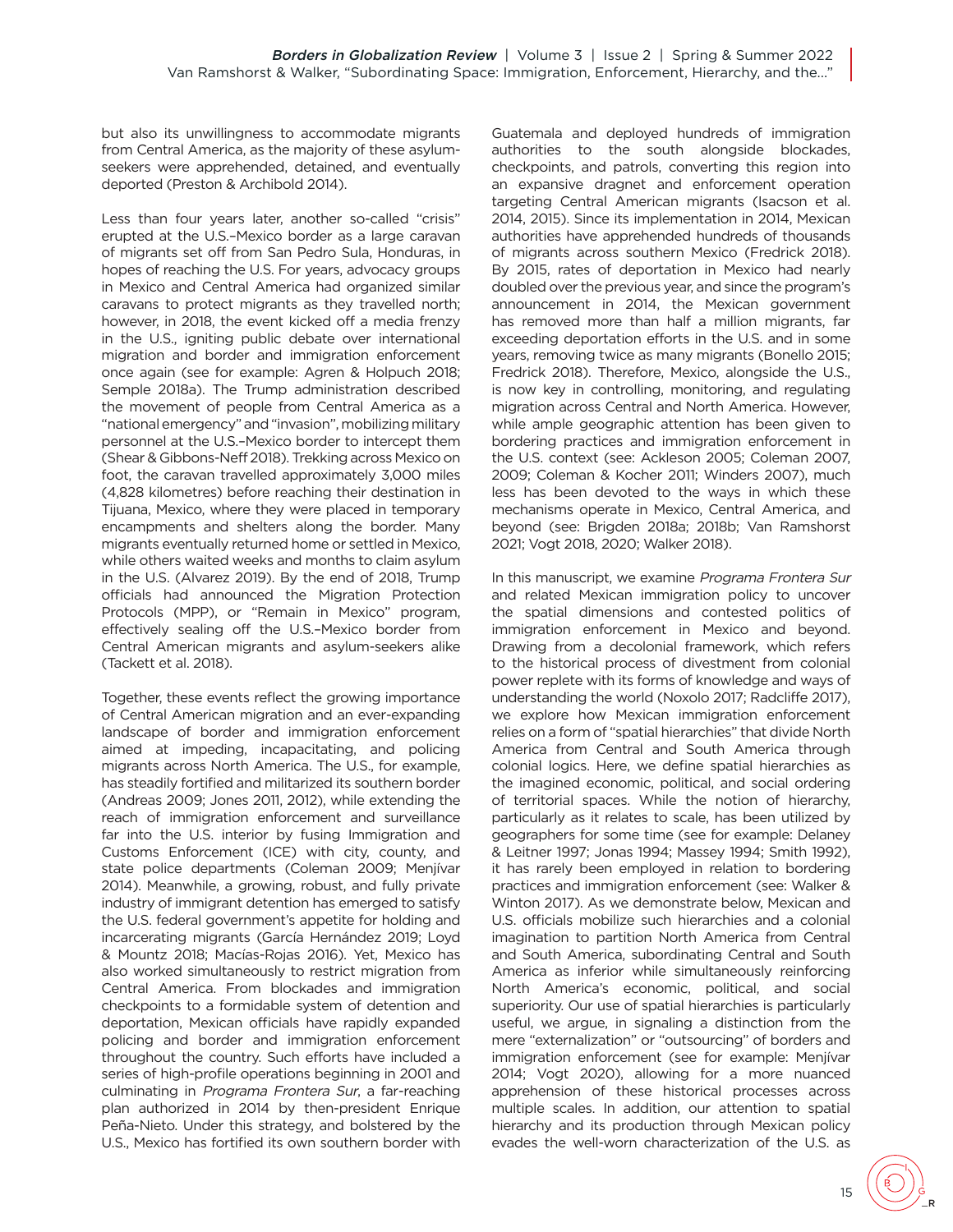but also its unwillingness to accommodate migrants from Central America, as the majority of these asylum-seekers were apprehended, detained, and eventually deported (Preston & Archibold 2014).

Less than four years later, another so-called "crisis" erupted at the U.S.–Mexico border as a large caravan of migrants set off from San Pedro Sula, Honduras, in hopes of reaching the U.S. For years, advocacy groups in Mexico and Central America had organized similar caravans to protect migrants as they travelled north; however, in 2018, the event kicked off a media frenzy in the U.S., igniting public debate over international migration and border and immigration enforcement once again (see for example: Agren & Holpuch 2018; Semple 2018a). The Trump administration described the movement of people from Central America as a "national emergency" and "invasion", mobilizing military personnel at the U.S.–Mexico border to intercept them (Shear & Gibbons-Neff 2018). Trekking across Mexico on foot, the caravan travelled approximately 3,000 miles (4,828 kilometres) before reaching their destination in Tijuana, Mexico, where they were placed in temporary encampments and shelters along the border. Many migrants eventually returned home or settled in Mexico, while others waited weeks and months to claim asylum in the U.S. (Alvarez 2019). By the end of 2018, Trump officials had announced the Migration Protection Protocols (MPP), or "Remain in Mexico" program, effectively sealing off the U.S.–Mexico border from Central American migrants and asylum-seekers alike (Tackett et al. 2018).

Together, these events reflect the growing importance of Central American migration and an ever-expanding landscape of border and immigration enforcement aimed at impeding, incapacitating, and policing migrants across North America. The U.S., for example, has steadily fortified and militarized its southern border (Andreas 2009; Jones 2011, 2012), while extending the reach of immigration enforcement and surveillance far into the U.S. interior by fusing Immigration and Customs Enforcement (ICE) with city, county, and state police departments (Coleman 2009; Menjívar 2014). Meanwhile, a growing, robust, and fully private industry of immigrant detention has emerged to satisfy the U.S. federal government's appetite for holding and incarcerating migrants (García Hernández 2019; Loyd & Mountz 2018; Macías-Rojas 2016). Yet, Mexico has also worked simultaneously to restrict migration from Central America. From blockades and immigration checkpoints to a formidable system of detention and deportation, Mexican officials have rapidly expanded policing and border and immigration enforcement throughout the country. Such efforts have included a series of high-profile operations beginning in 2001 and culminating in *Programa Frontera Sur*, a far-reaching plan authorized in 2014 by then-president Enrique Peña-Nieto. Under this strategy, and bolstered by the U.S., Mexico has fortified its own southern border with Guatemala and deployed hundreds of immigration authorities to the south alongside blockades, checkpoints, and patrols, converting this region into an expansive dragnet and enforcement operation targeting Central American migrants (Isacson et al. 2014, 2015). Since its implementation in 2014, Mexican authorities have apprehended hundreds of thousands of migrants across southern Mexico (Fredrick 2018). By 2015, rates of deportation in Mexico had nearly doubled over the previous year, and since the program's announcement in 2014, the Mexican government has removed more than half a million migrants, far exceeding deportation efforts in the U.S. and in some years, removing twice as many migrants (Bonello 2015; Fredrick 2018). Therefore, Mexico, alongside the U.S., is now key in controlling, monitoring, and regulating migration across Central and North America. However, while ample geographic attention has been given to bordering practices and immigration enforcement in the U.S. context (see: Ackleson 2005; Coleman 2007, 2009; Coleman & Kocher 2011; Winders 2007), much less has been devoted to the ways in which these mechanisms operate in Mexico, Central America, and beyond (see: Brigden 2018a; 2018b; Van Ramshorst 2021; Vogt 2018, 2020; Walker 2018).

In this manuscript, we examine *Programa Frontera Sur* and related Mexican immigration policy to uncover the spatial dimensions and contested politics of immigration enforcement in Mexico and beyond. Drawing from a decolonial framework, which refers to the historical process of divestment from colonial power replete with its forms of knowledge and ways of understanding the world (Noxolo 2017; Radcliffe 2017), we explore how Mexican immigration enforcement relies on a form of "spatial hierarchies" that divide North America from Central and South America through colonial logics. Here, we define spatial hierarchies as the imagined economic, political, and social ordering of territorial spaces. While the notion of hierarchy, particularly as it relates to scale, has been utilized by geographers for some time (see for example: Delaney & Leitner 1997; Jonas 1994; Massey 1994; Smith 1992), it has rarely been employed in relation to bordering practices and immigration enforcement (see: Walker & Winton 2017). As we demonstrate below, Mexican and U.S. officials mobilize such hierarchies and a colonial imagination to partition North America from Central and South America, subordinating Central and South America as inferior while simultaneously reinforcing North America's economic, political, and social superiority. Our use of spatial hierarchies is particularly useful, we argue, in signaling a distinction from the mere "externalization" or "outsourcing" of borders and immigration enforcement (see for example: Menjívar 2014; Vogt 2020), allowing for a more nuanced apprehension of these historical processes across multiple scales. In addition, our attention to spatial hierarchy and its production through Mexican policy evades the well-worn characterization of the U.S. as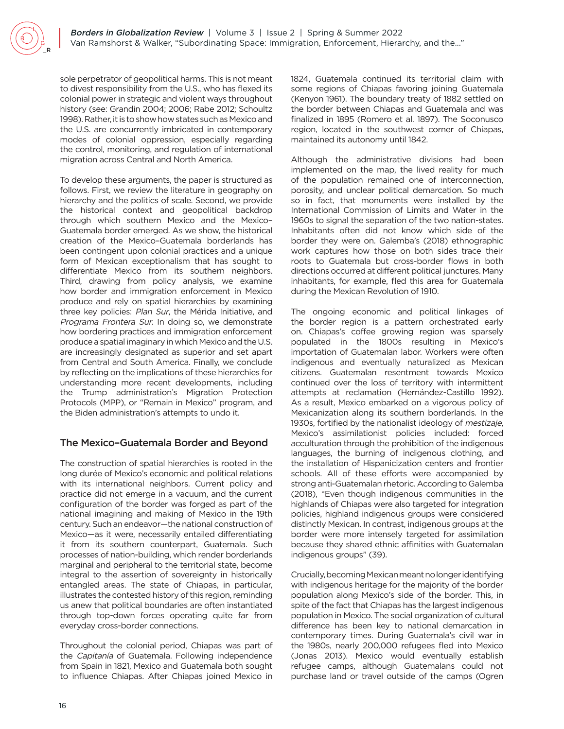sole perpetrator of geopolitical harms. This is not meant to divest responsibility from the U.S., who has flexed its colonial power in strategic and violent ways throughout history (see: Grandin 2004; 2006; Rabe 2012; Schoultz 1998). Rather, it is to show how states such as Mexico and the U.S. are concurrently imbricated in contemporary modes of colonial oppression, especially regarding the control, monitoring, and regulation of international migration across Central and North America.

To develop these arguments, the paper is structured as follows. First, we review the literature in geography on hierarchy and the politics of scale. Second, we provide the historical context and geopolitical backdrop through which southern Mexico and the Mexico–Guatemala border emerged. As we show, the historical creation of the Mexico–Guatemala borderlands has been contingent upon colonial practices and a unique form of Mexican exceptionalism that has sought to differentiate Mexico from its southern neighbors. Third, drawing from policy analysis, we examine how border and immigration enforcement in Mexico produce and rely on spatial hierarchies by examining three key policies: *Plan Sur*, the Mérida Initiative, and *Programa Frontera Sur*. In doing so, we demonstrate how bordering practices and immigration enforcement produce a spatial imaginary in which Mexico and the U.S. are increasingly designated as superior and set apart from Central and South America. Finally, we conclude by reflecting on the implications of these hierarchies for understanding more recent developments, including the Trump administration's Migration Protection Protocols (MPP), or "Remain in Mexico" program, and the Biden administration's attempts to undo it.

## The Mexico–Guatemala Border and Beyond

The construction of spatial hierarchies is rooted in the long durée of Mexico's economic and political relations with its international neighbors. Current policy and practice did not emerge in a vacuum, and the current configuration of the border was forged as part of the national imagining and making of Mexico in the 19th century. Such an endeavor—the national construction of Mexico—as it were, necessarily entailed differentiating it from its southern counterpart, Guatemala. Such processes of nation-building, which render borderlands marginal and peripheral to the territorial state, become integral to the assertion of sovereignty in historically entangled areas. The state of Chiapas, in particular, illustrates the contested history of this region, reminding us anew that political boundaries are often instantiated through top-down forces operating quite far from everyday cross-border connections.

Throughout the colonial period, Chiapas was part of the *Capitanía* of Guatemala. Following independence from Spain in 1821, Mexico and Guatemala both sought to influence Chiapas. After Chiapas joined Mexico in 1824, Guatemala continued its territorial claim with some regions of Chiapas favoring joining Guatemala (Kenyon 1961). The boundary treaty of 1882 settled on the border between Chiapas and Guatemala and was finalized in 1895 (Romero et al. 1897). The Soconusco region, located in the southwest corner of Chiapas, maintained its autonomy until 1842.

Although the administrative divisions had been implemented on the map, the lived reality for much of the population remained one of interconnection, porosity, and unclear political demarcation. So much so in fact, that monuments were installed by the International Commission of Limits and Water in the 1960s to signal the separation of the two nation-states. Inhabitants often did not know which side of the border they were on. Galemba's (2018) ethnographic work captures how those on both sides trace their roots to Guatemala but cross-border flows in both directions occurred at different political junctures. Many inhabitants, for example, fled this area for Guatemala during the Mexican Revolution of 1910.

The ongoing economic and political linkages of the border region is a pattern orchestrated early on. Chiapas's coffee growing region was sparsely populated in the 1800s resulting in Mexico's importation of Guatemalan labor. Workers were often indigenous and eventually naturalized as Mexican citizens. Guatemalan resentment towards Mexico continued over the loss of territory with intermittent attempts at reclamation (Hernández-Castillo 1992). As a result, Mexico embarked on a vigorous policy of Mexicanization along its southern borderlands. In the 1930s, fortified by the nationalist ideology of *mestizaje*, Mexico's assimilationist policies included: forced acculturation through the prohibition of the indigenous languages, the burning of indigenous clothing, and the installation of Hispanicization centers and frontier schools. All of these efforts were accompanied by strong anti-Guatemalan rhetoric. According to Galemba (2018), "Even though indigenous communities in the highlands of Chiapas were also targeted for integration policies, highland indigenous groups were considered distinctly Mexican. In contrast, indigenous groups at the border were more intensely targeted for assimilation because they shared ethnic affinities with Guatemalan indigenous groups" (39).

Crucially, becoming Mexican meant no longer identifying with indigenous heritage for the majority of the border population along Mexico's side of the border. This, in spite of the fact that Chiapas has the largest indigenous population in Mexico. The social organization of cultural difference has been key to national demarcation in contemporary times. During Guatemala's civil war in the 1980s, nearly 200,000 refugees fled into Mexico (Jonas 2013). Mexico would eventually establish refugee camps, although Guatemalans could not purchase land or travel outside of the camps (Ogren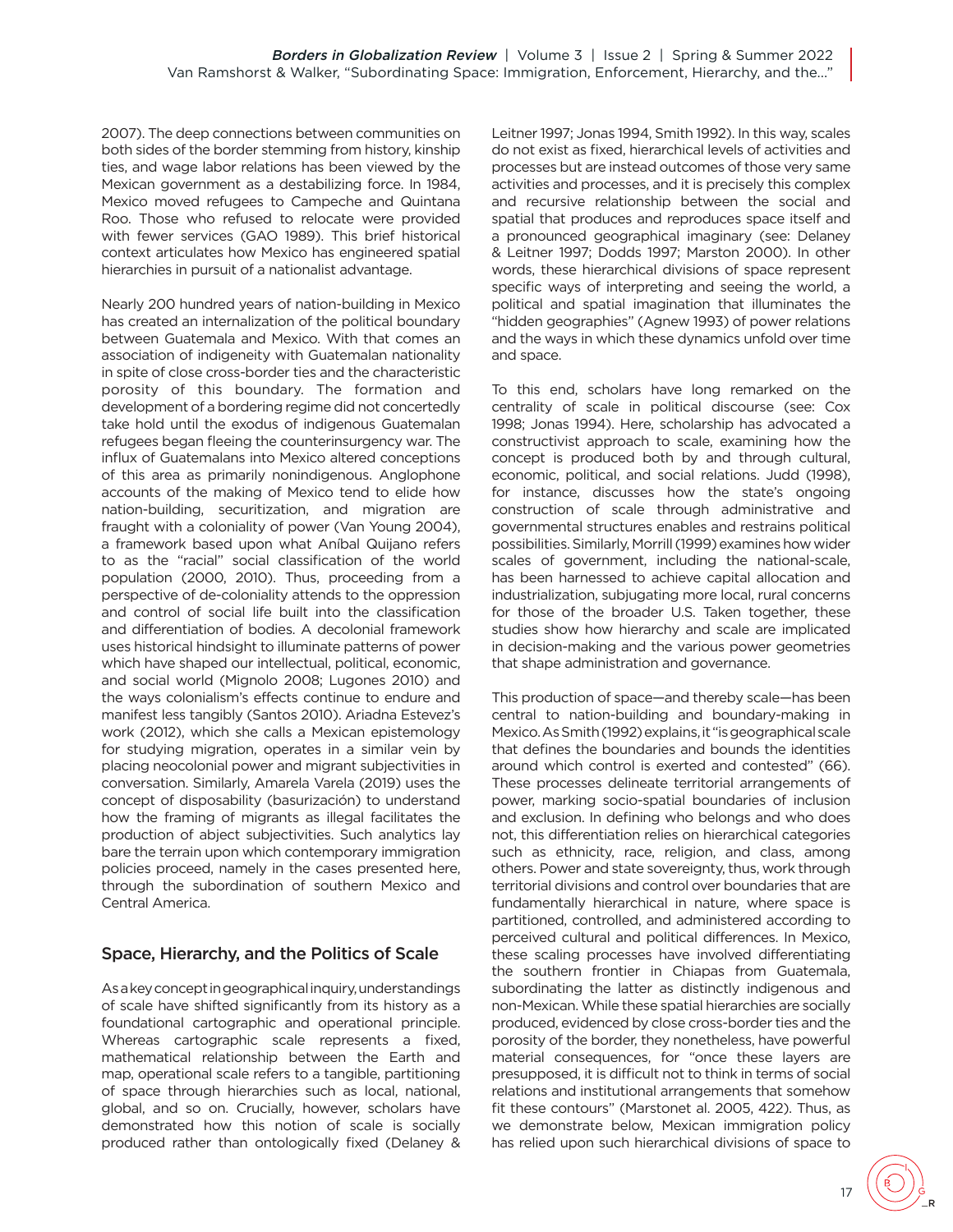2007). The deep connections between communities on both sides of the border stemming from history, kinship ties, and wage labor relations has been viewed by the Mexican government as a destabilizing force. In 1984, Mexico moved refugees to Campeche and Quintana Roo. Those who refused to relocate were provided with fewer services (GAO 1989). This brief historical context articulates how Mexico has engineered spatial hierarchies in pursuit of a nationalist advantage.

Nearly 200 hundred years of nation-building in Mexico has created an internalization of the political boundary between Guatemala and Mexico. With that comes an association of indigeneity with Guatemalan nationality in spite of close cross-border ties and the characteristic porosity of this boundary. The formation and development of a bordering regime did not concertedly take hold until the exodus of indigenous Guatemalan refugees began fleeing the counterinsurgency war. The influx of Guatemalans into Mexico altered conceptions of this area as primarily nonindigenous. Anglophone accounts of the making of Mexico tend to elide how nation-building, securitization, and migration are fraught with a coloniality of power (Van Young 2004), a framework based upon what Aníbal Quijano refers to as the "racial" social classification of the world population (2000, 2010). Thus, proceeding from a perspective of de-coloniality attends to the oppression and control of social life built into the classification and differentiation of bodies. A decolonial framework uses historical hindsight to illuminate patterns of power which have shaped our intellectual, political, economic, and social world (Mignolo 2008; Lugones 2010) and the ways colonialism's effects continue to endure and manifest less tangibly (Santos 2010). Ariadna Estevez's work (2012), which she calls a Mexican epistemology for studying migration, operates in a similar vein by placing neocolonial power and migrant subjectivities in conversation. Similarly, Amarela Varela (2019) uses the concept of disposability (basurización) to understand how the framing of migrants as illegal facilitates the production of abject subjectivities. Such analytics lay bare the terrain upon which contemporary immigration policies proceed, namely in the cases presented here, through the subordination of southern Mexico and Central America.

## Space, Hierarchy, and the Politics of Scale

As a key concept in geographical inquiry, understandings of scale have shifted significantly from its history as a foundational cartographic and operational principle. Whereas cartographic scale represents a fixed, mathematical relationship between the Earth and map, operational scale refers to a tangible, partitioning of space through hierarchies such as local, national, global, and so on. Crucially, however, scholars have demonstrated how this notion of scale is socially produced rather than ontologically fixed (Delaney & Leitner 1997; Jonas 1994, Smith 1992). In this way, scales do not exist as fixed, hierarchical levels of activities and processes but are instead outcomes of those very same activities and processes, and it is precisely this complex and recursive relationship between the social and spatial that produces and reproduces space itself and a pronounced geographical imaginary (see: Delaney & Leitner 1997; Dodds 1997; Marston 2000). In other words, these hierarchical divisions of space represent specific ways of interpreting and seeing the world, a political and spatial imagination that illuminates the "hidden geographies" (Agnew 1993) of power relations and the ways in which these dynamics unfold over time and space.

To this end, scholars have long remarked on the centrality of scale in political discourse (see: Cox 1998; Jonas 1994). Here, scholarship has advocated a constructivist approach to scale, examining how the concept is produced both by and through cultural, economic, political, and social relations. Judd (1998), for instance, discusses how the state's ongoing construction of scale through administrative and governmental structures enables and restrains political possibilities. Similarly, Morrill (1999) examines how wider scales of government, including the national-scale, has been harnessed to achieve capital allocation and industrialization, subjugating more local, rural concerns for those of the broader U.S. Taken together, these studies show how hierarchy and scale are implicated in decision-making and the various power geometries that shape administration and governance.

This production of space—and thereby scale—has been central to nation-building and boundary-making in Mexico. As Smith (1992) explains, it "is geographical scale that defines the boundaries and bounds the identities around which control is exerted and contested" (66). These processes delineate territorial arrangements of power, marking socio-spatial boundaries of inclusion and exclusion. In defining who belongs and who does not, this differentiation relies on hierarchical categories such as ethnicity, race, religion, and class, among others. Power and state sovereignty, thus, work through territorial divisions and control over boundaries that are fundamentally hierarchical in nature, where space is partitioned, controlled, and administered according to perceived cultural and political differences. In Mexico, these scaling processes have involved differentiating the southern frontier in Chiapas from Guatemala, subordinating the latter as distinctly indigenous and non-Mexican. While these spatial hierarchies are socially produced, evidenced by close cross-border ties and the porosity of the border, they nonetheless, have powerful material consequences, for "once these layers are presupposed, it is difficult not to think in terms of social relations and institutional arrangements that somehow fit these contours" (Marstonet al. 2005, 422). Thus, as we demonstrate below, Mexican immigration policy has relied upon such hierarchical divisions of space to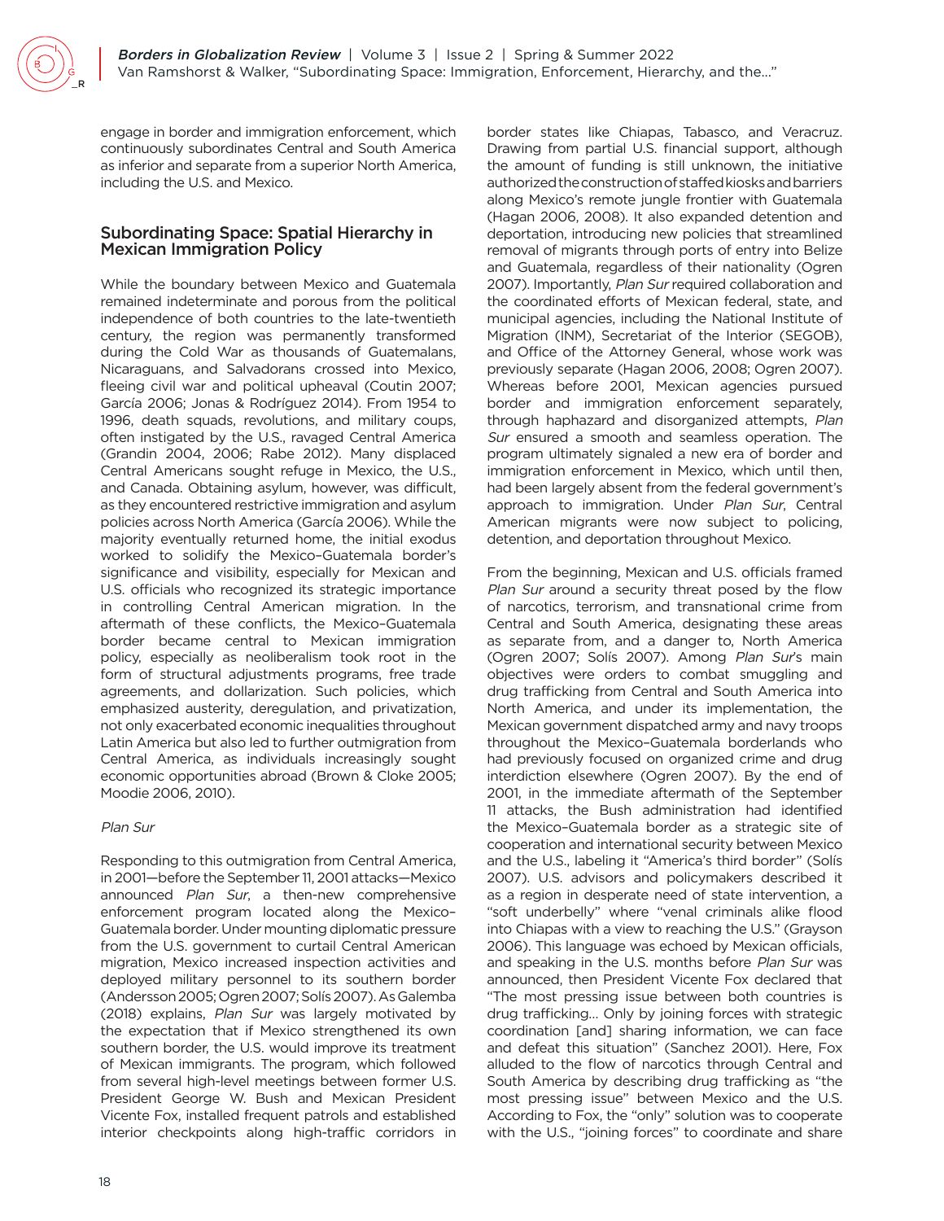engage in border and immigration enforcement, which continuously subordinates Central and South America as inferior and separate from a superior North America, including the U.S. and Mexico.

## Subordinating Space: Spatial Hierarchy in Mexican Immigration Policy

While the boundary between Mexico and Guatemala remained indeterminate and porous from the political independence of both countries to the late-twentieth century, the region was permanently transformed during the Cold War as thousands of Guatemalans, Nicaraguans, and Salvadorans crossed into Mexico, fleeing civil war and political upheaval (Coutin 2007; García 2006; Jonas & Rodríguez 2014). From 1954 to 1996, death squads, revolutions, and military coups, often instigated by the U.S., ravaged Central America (Grandin 2004, 2006; Rabe 2012). Many displaced Central Americans sought refuge in Mexico, the U.S., and Canada. Obtaining asylum, however, was difficult, as they encountered restrictive immigration and asylum policies across North America (García 2006). While the majority eventually returned home, the initial exodus worked to solidify the Mexico–Guatemala border's significance and visibility, especially for Mexican and U.S. officials who recognized its strategic importance in controlling Central American migration. In the aftermath of these conflicts, the Mexico–Guatemala border became central to Mexican immigration policy, especially as neoliberalism took root in the form of structural adjustments programs, free trade agreements, and dollarization. Such policies, which emphasized austerity, deregulation, and privatization, not only exacerbated economic inequalities throughout Latin America but also led to further outmigration from Central America, as individuals increasingly sought economic opportunities abroad (Brown & Cloke 2005; Moodie 2006, 2010).

### *Plan Sur*

Responding to this outmigration from Central America, in 2001—before the September 11, 2001 attacks—Mexico announced *Plan Sur*, a then-new comprehensive enforcement program located along the Mexico–Guatemala border. Under mounting diplomatic pressure from the U.S. government to curtail Central American migration, Mexico increased inspection activities and deployed military personnel to its southern border (Andersson 2005; Ogren 2007; Solís 2007). As Galemba (2018) explains, *Plan Sur* was largely motivated by the expectation that if Mexico strengthened its own southern border, the U.S. would improve its treatment of Mexican immigrants. The program, which followed from several high-level meetings between former U.S. President George W. Bush and Mexican President Vicente Fox, installed frequent patrols and established interior checkpoints along high-traffic corridors in border states like Chiapas, Tabasco, and Veracruz. Drawing from partial U.S. financial support, although the amount of funding is still unknown, the initiative authorized the construction of staffed kiosks and barriers along Mexico's remote jungle frontier with Guatemala (Hagan 2006, 2008). It also expanded detention and deportation, introducing new policies that streamlined removal of migrants through ports of entry into Belize and Guatemala, regardless of their nationality (Ogren 2007). Importantly, *Plan Sur* required collaboration and the coordinated efforts of Mexican federal, state, and municipal agencies, including the National Institute of Migration (INM), Secretariat of the Interior (SEGOB), and Office of the Attorney General, whose work was previously separate (Hagan 2006, 2008; Ogren 2007). Whereas before 2001, Mexican agencies pursued border and immigration enforcement separately, through haphazard and disorganized attempts, *Plan Sur* ensured a smooth and seamless operation. The program ultimately signaled a new era of border and immigration enforcement in Mexico, which until then, had been largely absent from the federal government's approach to immigration. Under *Plan Sur*, Central American migrants were now subject to policing, detention, and deportation throughout Mexico.

From the beginning, Mexican and U.S. officials framed *Plan Sur* around a security threat posed by the flow of narcotics, terrorism, and transnational crime from Central and South America, designating these areas as separate from, and a danger to, North America (Ogren 2007; Solís 2007). Among *Plan Sur*'s main objectives were orders to combat smuggling and drug trafficking from Central and South America into North America, and under its implementation, the Mexican government dispatched army and navy troops throughout the Mexico–Guatemala borderlands who had previously focused on organized crime and drug interdiction elsewhere (Ogren 2007). By the end of 2001, in the immediate aftermath of the September 11 attacks, the Bush administration had identified the Mexico–Guatemala border as a strategic site of cooperation and international security between Mexico and the U.S., labeling it "America's third border" (Solís 2007). U.S. advisors and policymakers described it as a region in desperate need of state intervention, a "soft underbelly" where "venal criminals alike flood into Chiapas with a view to reaching the U.S." (Grayson 2006). This language was echoed by Mexican officials, and speaking in the U.S. months before *Plan Sur* was announced, then President Vicente Fox declared that "The most pressing issue between both countries is drug trafficking… Only by joining forces with strategic coordination [and] sharing information, we can face and defeat this situation" (Sanchez 2001). Here, Fox alluded to the flow of narcotics through Central and South America by describing drug trafficking as "the most pressing issue" between Mexico and the U.S. According to Fox, the "only" solution was to cooperate with the U.S., "joining forces" to coordinate and share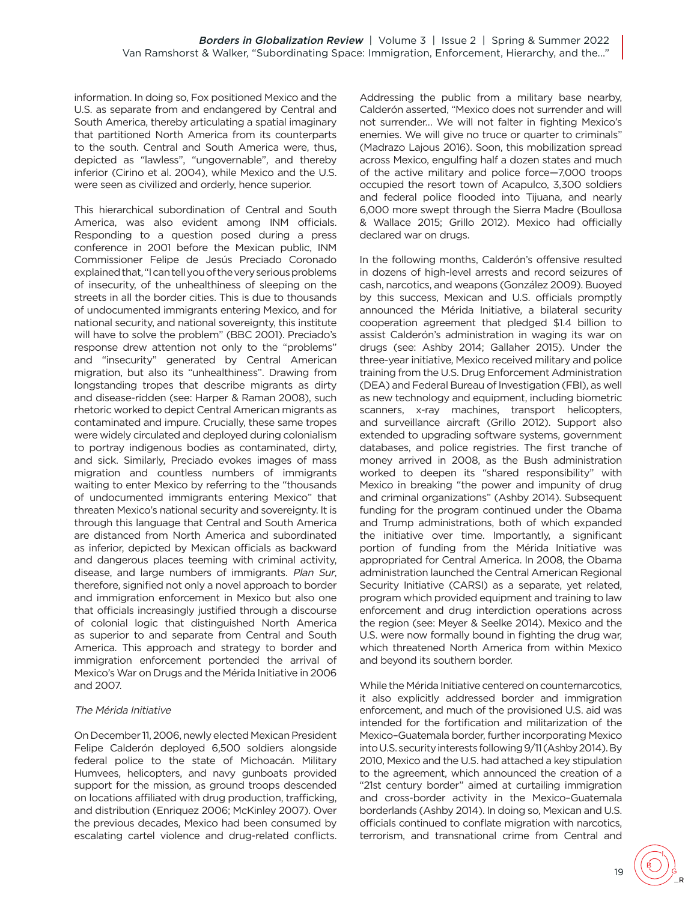information. In doing so, Fox positioned Mexico and the U.S. as separate from and endangered by Central and South America, thereby articulating a spatial imaginary that partitioned North America from its counterparts to the south. Central and South America were, thus, depicted as "lawless", "ungovernable", and thereby inferior (Cirino et al. 2004), while Mexico and the U.S. were seen as civilized and orderly, hence superior.

This hierarchical subordination of Central and South America, was also evident among INM officials. Responding to a question posed during a press conference in 2001 before the Mexican public, INM Commissioner Felipe de Jesús Preciado Coronado explained that, "I can tell you of the very serious problems of insecurity, of the unhealthiness of sleeping on the streets in all the border cities. This is due to thousands of undocumented immigrants entering Mexico, and for national security, and national sovereignty, this institute will have to solve the problem" (BBC 2001). Preciado's response drew attention not only to the "problems" and "insecurity" generated by Central American migration, but also its "unhealthiness". Drawing from longstanding tropes that describe migrants as dirty and disease-ridden (see: Harper & Raman 2008), such rhetoric worked to depict Central American migrants as contaminated and impure. Crucially, these same tropes were widely circulated and deployed during colonialism to portray indigenous bodies as contaminated, dirty, and sick. Similarly, Preciado evokes images of mass migration and countless numbers of immigrants waiting to enter Mexico by referring to the "thousands of undocumented immigrants entering Mexico" that threaten Mexico's national security and sovereignty. It is through this language that Central and South America are distanced from North America and subordinated as inferior, depicted by Mexican officials as backward and dangerous places teeming with criminal activity, disease, and large numbers of immigrants. *Plan Sur*, therefore, signified not only a novel approach to border and immigration enforcement in Mexico but also one that officials increasingly justified through a discourse of colonial logic that distinguished North America as superior to and separate from Central and South America. This approach and strategy to border and immigration enforcement portended the arrival of Mexico's War on Drugs and the Mérida Initiative in 2006 and 2007.

### *The Mérida Initiative*

On December 11, 2006, newly elected Mexican President Felipe Calderón deployed 6,500 soldiers alongside federal police to the state of Michoacán. Military Humvees, helicopters, and navy gunboats provided support for the mission, as ground troops descended on locations affiliated with drug production, trafficking, and distribution (Enriquez 2006; McKinley 2007). Over the previous decades, Mexico had been consumed by escalating cartel violence and drug-related conflicts. Addressing the public from a military base nearby, Calderón asserted, "Mexico does not surrender and will not surrender... We will not falter in fighting Mexico's enemies. We will give no truce or quarter to criminals" (Madrazo Lajous 2016). Soon, this mobilization spread across Mexico, engulfing half a dozen states and much of the active military and police force—7,000 troops occupied the resort town of Acapulco, 3,300 soldiers and federal police flooded into Tijuana, and nearly 6,000 more swept through the Sierra Madre (Boullosa & Wallace 2015; Grillo 2012). Mexico had officially declared war on drugs.

In the following months, Calderón's offensive resulted in dozens of high-level arrests and record seizures of cash, narcotics, and weapons (González 2009). Buoyed by this success, Mexican and U.S. officials promptly announced the Mérida Initiative, a bilateral security cooperation agreement that pledged $1.4 billion to assist Calderón's administration in waging its war on drugs (see: Ashby 2014; Gallaher 2015). Under the three-year initiative, Mexico received military and police training from the U.S. Drug Enforcement Administration (DEA) and Federal Bureau of Investigation (FBI), as well as new technology and equipment, including biometric scanners, x-ray machines, transport helicopters, and surveillance aircraft (Grillo 2012). Support also extended to upgrading software systems, government databases, and police registries. The first tranche of money arrived in 2008, as the Bush administration worked to deepen its "shared responsibility" with Mexico in breaking "the power and impunity of drug and criminal organizations" (Ashby 2014). Subsequent funding for the program continued under the Obama and Trump administrations, both of which expanded the initiative over time. Importantly, a significant portion of funding from the Mérida Initiative was appropriated for Central America. In 2008, the Obama administration launched the Central American Regional Security Initiative (CARSI) as a separate, yet related, program which provided equipment and training to law enforcement and drug interdiction operations across the region (see: Meyer & Seelke 2014). Mexico and the U.S. were now formally bound in fighting the drug war, which threatened North America from within Mexico and beyond its southern border.

While the Mérida Initiative centered on counternarcotics, it also explicitly addressed border and immigration enforcement, and much of the provisioned U.S. aid was intended for the fortification and militarization of the Mexico–Guatemala border, further incorporating Mexico into U.S. security interests following 9/11 (Ashby 2014). By 2010, Mexico and the U.S. had attached a key stipulation to the agreement, which announced the creation of a "21st century border" aimed at curtailing immigration and cross-border activity in the Mexico–Guatemala borderlands (Ashby 2014). In doing so, Mexican and U.S. officials continued to conflate migration with narcotics, terrorism, and transnational crime from Central and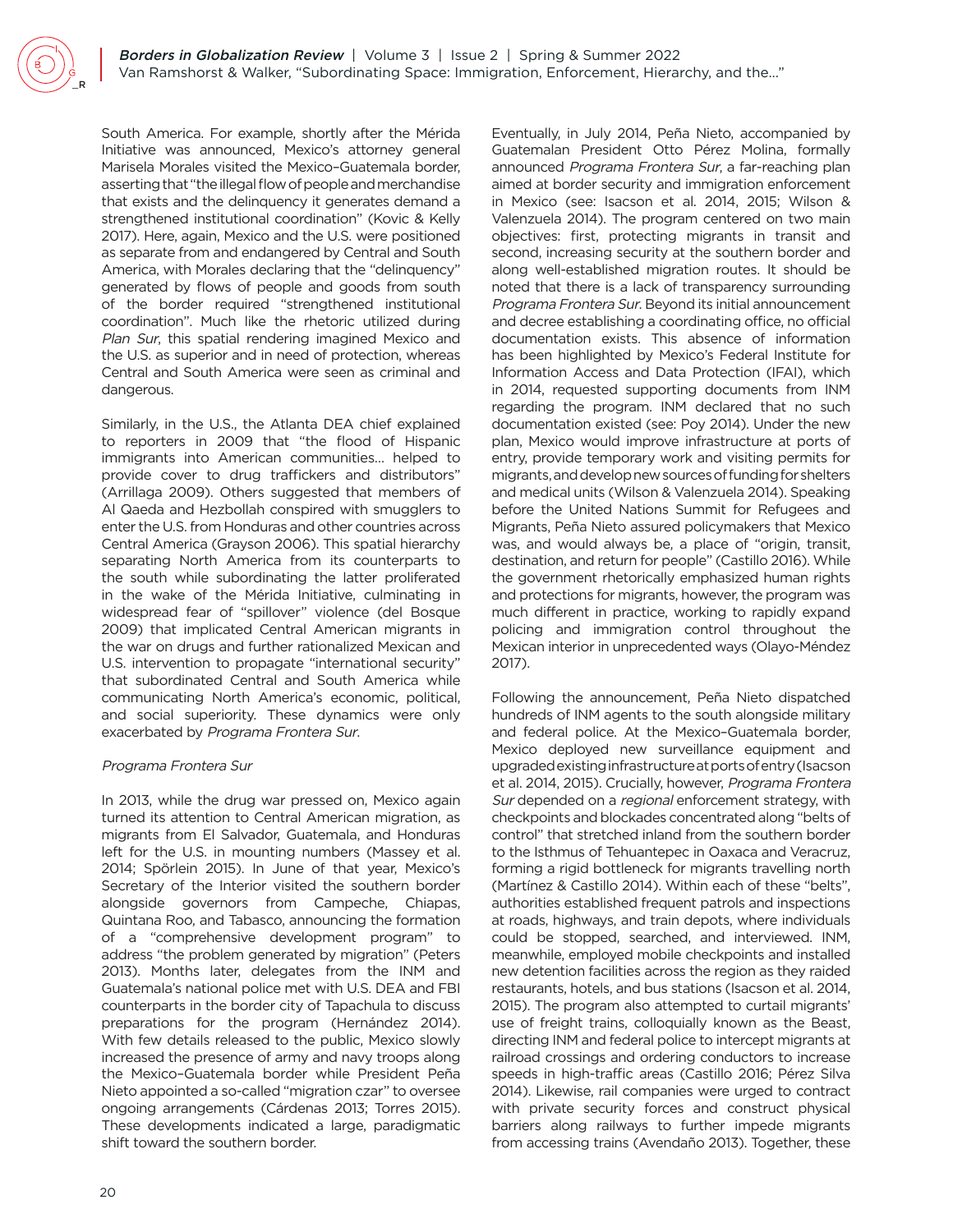South America. For example, shortly after the Mérida Initiative was announced, Mexico's attorney general Marisela Morales visited the Mexico–Guatemala border, asserting that "the illegal flow of people and merchandise that exists and the delinquency it generates demand a strengthened institutional coordination" (Kovic & Kelly 2017). Here, again, Mexico and the U.S. were positioned as separate from and endangered by Central and South America, with Morales declaring that the "delinquency" generated by flows of people and goods from south of the border required "strengthened institutional coordination". Much like the rhetoric utilized during *Plan Sur*, this spatial rendering imagined Mexico and the U.S. as superior and in need of protection, whereas Central and South America were seen as criminal and dangerous.

Similarly, in the U.S., the Atlanta DEA chief explained to reporters in 2009 that "the flood of Hispanic immigrants into American communities… helped to provide cover to drug traffickers and distributors" (Arrillaga 2009). Others suggested that members of Al Qaeda and Hezbollah conspired with smugglers to enter the U.S. from Honduras and other countries across Central America (Grayson 2006). This spatial hierarchy separating North America from its counterparts to the south while subordinating the latter proliferated in the wake of the Mérida Initiative, culminating in widespread fear of "spillover" violence (del Bosque 2009) that implicated Central American migrants in the war on drugs and further rationalized Mexican and U.S. intervention to propagate "international security" that subordinated Central and South America while communicating North America's economic, political, and social superiority. These dynamics were only exacerbated by *Programa Frontera Sur*.

*Programa Frontera Sur*

In 2013, while the drug war pressed on, Mexico again turned its attention to Central American migration, as migrants from El Salvador, Guatemala, and Honduras left for the U.S. in mounting numbers (Massey et al. 2014; Spörlein 2015). In June of that year, Mexico's Secretary of the Interior visited the southern border alongside governors from Campeche, Chiapas, Quintana Roo, and Tabasco, announcing the formation of a "comprehensive development program" to address "the problem generated by migration" (Peters 2013). Months later, delegates from the INM and Guatemala's national police met with U.S. DEA and FBI counterparts in the border city of Tapachula to discuss preparations for the program (Hernández 2014). With few details released to the public, Mexico slowly increased the presence of army and navy troops along the Mexico–Guatemala border while President Peña Nieto appointed a so-called "migration czar" to oversee ongoing arrangements (Cárdenas 2013; Torres 2015). These developments indicated a large, paradigmatic shift toward the southern border.

Eventually, in July 2014, Peña Nieto, accompanied by Guatemalan President Otto Pérez Molina, formally announced *Programa Frontera Sur*, a far-reaching plan aimed at border security and immigration enforcement in Mexico (see: Isacson et al. 2014, 2015; Wilson & Valenzuela 2014). The program centered on two main objectives: first, protecting migrants in transit and second, increasing security at the southern border and along well-established migration routes. It should be noted that there is a lack of transparency surrounding *Programa Frontera Sur*. Beyond its initial announcement and decree establishing a coordinating office, no official documentation exists. This absence of information has been highlighted by Mexico's Federal Institute for Information Access and Data Protection (IFAI), which in 2014, requested supporting documents from INM regarding the program. INM declared that no such documentation existed (see: Poy 2014). Under the new plan, Mexico would improve infrastructure at ports of entry, provide temporary work and visiting permits for migrants, and develop new sources of funding for shelters and medical units (Wilson & Valenzuela 2014). Speaking before the United Nations Summit for Refugees and Migrants, Peña Nieto assured policymakers that Mexico was, and would always be, a place of "origin, transit, destination, and return for people" (Castillo 2016). While the government rhetorically emphasized human rights and protections for migrants, however, the program was much different in practice, working to rapidly expand policing and immigration control throughout the Mexican interior in unprecedented ways (Olayo-Méndez 2017).

Following the announcement, Peña Nieto dispatched hundreds of INM agents to the south alongside military and federal police. At the Mexico–Guatemala border, Mexico deployed new surveillance equipment and upgraded existing infrastructure at ports of entry (Isacson et al. 2014, 2015). Crucially, however, *Programa Frontera Sur* depended on a *regional* enforcement strategy, with checkpoints and blockades concentrated along "belts of control" that stretched inland from the southern border to the Isthmus of Tehuantepec in Oaxaca and Veracruz, forming a rigid bottleneck for migrants travelling north (Martínez & Castillo 2014). Within each of these "belts", authorities established frequent patrols and inspections at roads, highways, and train depots, where individuals could be stopped, searched, and interviewed. INM, meanwhile, employed mobile checkpoints and installed new detention facilities across the region as they raided restaurants, hotels, and bus stations (Isacson et al. 2014, 2015). The program also attempted to curtail migrants' use of freight trains, colloquially known as the Beast, directing INM and federal police to intercept migrants at railroad crossings and ordering conductors to increase speeds in high-traffic areas (Castillo 2016; Pérez Silva 2014). Likewise, rail companies were urged to contract with private security forces and construct physical barriers along railways to further impede migrants from accessing trains (Avendaño 2013). Together, these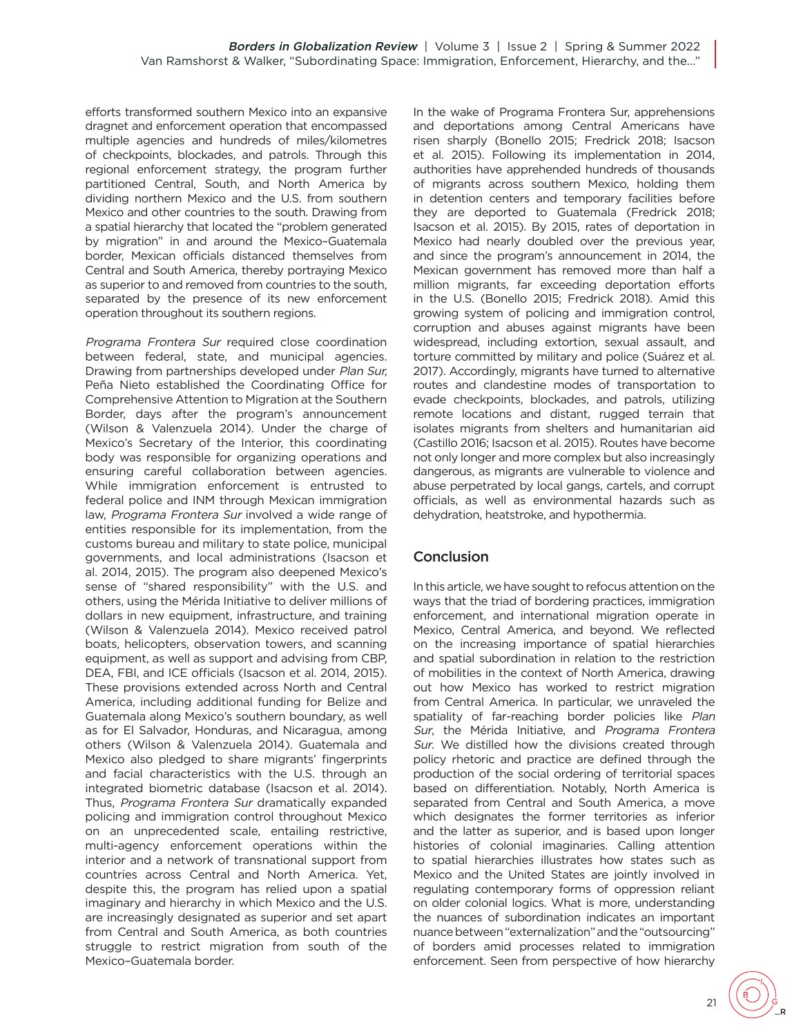efforts transformed southern Mexico into an expansive dragnet and enforcement operation that encompassed multiple agencies and hundreds of miles/kilometres of checkpoints, blockades, and patrols. Through this regional enforcement strategy, the program further partitioned Central, South, and North America by dividing northern Mexico and the U.S. from southern Mexico and other countries to the south. Drawing from a spatial hierarchy that located the "problem generated by migration" in and around the Mexico–Guatemala border, Mexican officials distanced themselves from Central and South America, thereby portraying Mexico as superior to and removed from countries to the south, separated by the presence of its new enforcement operation throughout its southern regions.

*Programa Frontera Sur* required close coordination between federal, state, and municipal agencies. Drawing from partnerships developed under *Plan Sur,* Peña Nieto established the Coordinating Office for Comprehensive Attention to Migration at the Southern Border, days after the program's announcement (Wilson & Valenzuela 2014). Under the charge of Mexico's Secretary of the Interior, this coordinating body was responsible for organizing operations and ensuring careful collaboration between agencies. While immigration enforcement is entrusted to federal police and INM through Mexican immigration law, *Programa Frontera Sur* involved a wide range of entities responsible for its implementation, from the customs bureau and military to state police, municipal governments, and local administrations (Isacson et al. 2014, 2015). The program also deepened Mexico's sense of "shared responsibility" with the U.S. and others, using the Mérida Initiative to deliver millions of dollars in new equipment, infrastructure, and training (Wilson & Valenzuela 2014). Mexico received patrol boats, helicopters, observation towers, and scanning equipment, as well as support and advising from CBP, DEA, FBI, and ICE officials (Isacson et al. 2014, 2015). These provisions extended across North and Central America, including additional funding for Belize and Guatemala along Mexico's southern boundary, as well as for El Salvador, Honduras, and Nicaragua, among others (Wilson & Valenzuela 2014). Guatemala and Mexico also pledged to share migrants' fingerprints and facial characteristics with the U.S. through an integrated biometric database (Isacson et al. 2014). Thus, *Programa Frontera Sur* dramatically expanded policing and immigration control throughout Mexico on an unprecedented scale, entailing restrictive, multi-agency enforcement operations within the interior and a network of transnational support from countries across Central and North America. Yet, despite this, the program has relied upon a spatial imaginary and hierarchy in which Mexico and the U.S. are increasingly designated as superior and set apart from Central and South America, as both countries struggle to restrict migration from south of the Mexico–Guatemala border.

In the wake of Programa Frontera Sur, apprehensions and deportations among Central Americans have risen sharply (Bonello 2015; Fredrick 2018; Isacson et al. 2015). Following its implementation in 2014, authorities have apprehended hundreds of thousands of migrants across southern Mexico, holding them in detention centers and temporary facilities before they are deported to Guatemala (Fredrick 2018; Isacson et al. 2015). By 2015, rates of deportation in Mexico had nearly doubled over the previous year, and since the program's announcement in 2014, the Mexican government has removed more than half a million migrants, far exceeding deportation efforts in the U.S. (Bonello 2015; Fredrick 2018). Amid this growing system of policing and immigration control, corruption and abuses against migrants have been widespread, including extortion, sexual assault, and torture committed by military and police (Suárez et al. 2017). Accordingly, migrants have turned to alternative routes and clandestine modes of transportation to evade checkpoints, blockades, and patrols, utilizing remote locations and distant, rugged terrain that isolates migrants from shelters and humanitarian aid (Castillo 2016; Isacson et al. 2015). Routes have become not only longer and more complex but also increasingly dangerous, as migrants are vulnerable to violence and abuse perpetrated by local gangs, cartels, and corrupt officials, as well as environmental hazards such as dehydration, heatstroke, and hypothermia.

## Conclusion

In this article, we have sought to refocus attention on the ways that the triad of bordering practices, immigration enforcement, and international migration operate in Mexico, Central America, and beyond. We reflected on the increasing importance of spatial hierarchies and spatial subordination in relation to the restriction of mobilities in the context of North America, drawing out how Mexico has worked to restrict migration from Central America. In particular, we unraveled the spatiality of far-reaching border policies like *Plan Sur*, the Mérida Initiative, and *Programa Frontera Sur*. We distilled how the divisions created through policy rhetoric and practice are defined through the production of the social ordering of territorial spaces based on differentiation. Notably, North America is separated from Central and South America, a move which designates the former territories as inferior and the latter as superior, and is based upon longer histories of colonial imaginaries. Calling attention to spatial hierarchies illustrates how states such as Mexico and the United States are jointly involved in regulating contemporary forms of oppression reliant on older colonial logics. What is more, understanding the nuances of subordination indicates an important nuance between "externalization" and the "outsourcing" of borders amid processes related to immigration enforcement. Seen from perspective of how hierarchy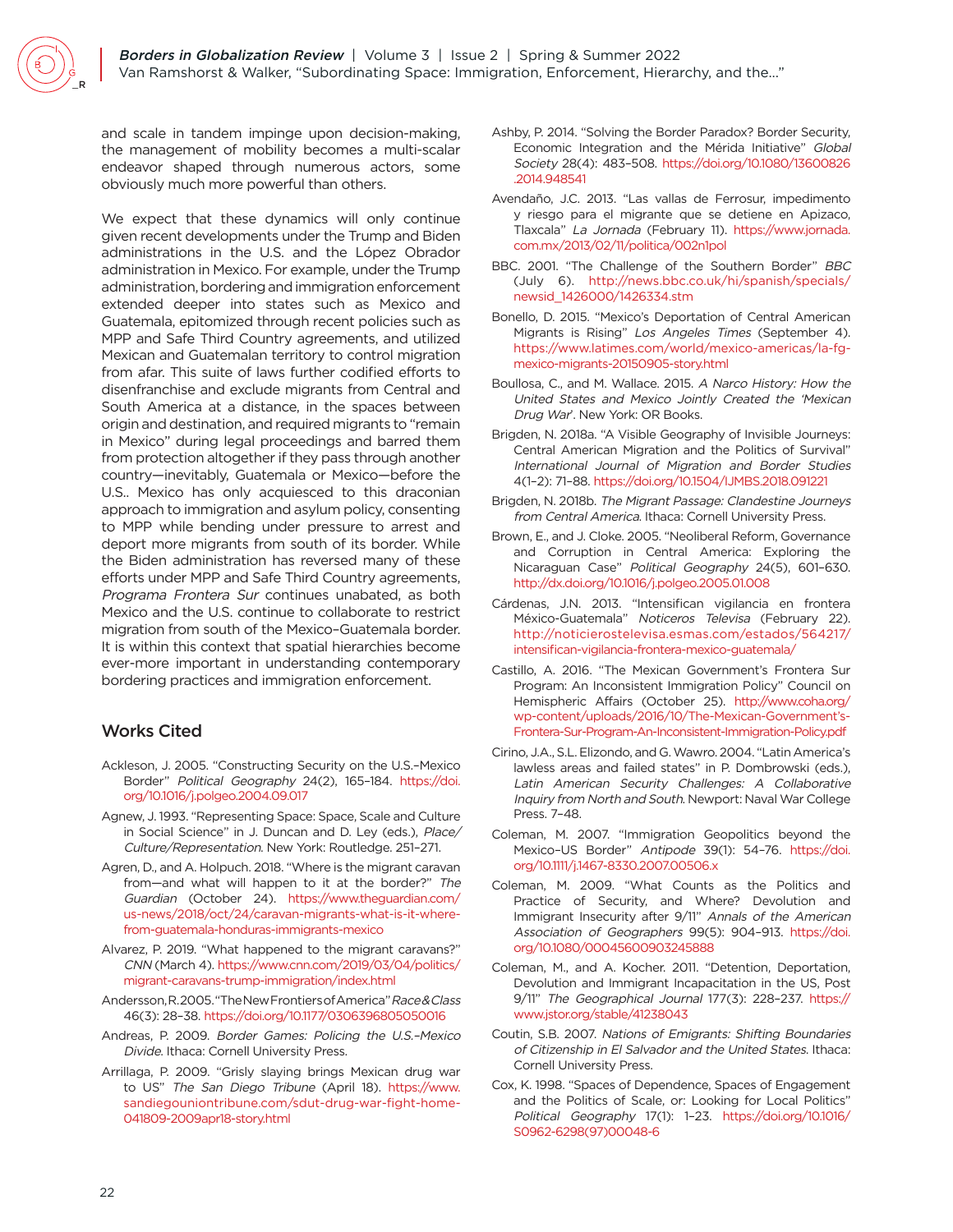and scale in tandem impinge upon decision-making, the management of mobility becomes a multi-scalar endeavor shaped through numerous actors, some obviously much more powerful than others.

We expect that these dynamics will only continue given recent developments under the Trump and Biden administrations in the U.S. and the López Obrador administration in Mexico. For example, under the Trump administration, bordering and immigration enforcement extended deeper into states such as Mexico and Guatemala, epitomized through recent policies such as MPP and Safe Third Country agreements, and utilized Mexican and Guatemalan territory to control migration from afar. This suite of laws further codified efforts to disenfranchise and exclude migrants from Central and South America at a distance, in the spaces between origin and destination, and required migrants to "remain in Mexico" during legal proceedings and barred them from protection altogether if they pass through another country—inevitably, Guatemala or Mexico—before the U.S.. Mexico has only acquiesced to this draconian approach to immigration and asylum policy, consenting to MPP while bending under pressure to arrest and deport more migrants from south of its border. While the Biden administration has reversed many of these efforts under MPP and Safe Third Country agreements, *Programa Frontera Sur* continues unabated, as both Mexico and the U.S. continue to collaborate to restrict migration from south of the Mexico–Guatemala border. It is within this context that spatial hierarchies become ever-more important in understanding contemporary bordering practices and immigration enforcement.

## Works Cited

Ackleson, J. 2005. "Constructing Security on the U.S.–Mexico Border" *Political Geography* 24(2), 165–184. https://doi.org/10.1016/j.polgeo.2004.09.017

Agnew, J. 1993. "Representing Space: Space, Scale and Culture in Social Science" in J. Duncan and D. Ley (eds.), *Place/Culture/Representation*. New York: Routledge. 251–271.

Agren, D., and A. Holpuch. 2018. "Where is the migrant caravan from—and what will happen to it at the border?" *The Guardian* (October 24). https://www.theguardian.com/us-news/2018/oct/24/caravan-migrants-what-is-it-where-from-guatemala-honduras-immigrants-mexico

Alvarez, P. 2019. "What happened to the migrant caravans?" *CNN* (March 4). https://www.cnn.com/2019/03/04/politics/migrant-caravans-trump-immigration/index.html

Andersson, R. 2005. "The New Frontiers of America" *Race & Class* 46(3): 28–38. https://doi.org/10.1177/0306396805050016

Andreas, P. 2009. *Border Games: Policing the U.S.–Mexico Divide*. Ithaca: Cornell University Press.

Arrillaga, P. 2009. "Grisly slaying brings Mexican drug war to US" *The San Diego Tribune* (April 18). https://www.sandiegouniontribune.com/sdut-drug-war-fight-home-041809-2009apr18-story.html

Ashby, P. 2014. "Solving the Border Paradox? Border Security, Economic Integration and the Mérida Initiative" *Global Society* 28(4): 483–508. https://doi.org/10.1080/13600826.2014.948541

Avendaño, J.C. 2013. "Las vallas de Ferrosur, impedimento y riesgo para el migrante que se detiene en Apizaco, Tlaxcala" *La Jornada* (February 11). https://www.jornada.com.mx/2013/02/11/politica/002n1pol

BBC. 2001. "The Challenge of the Southern Border" *BBC* (July 6). http://news.bbc.co.uk/hi/spanish/specials/newsid_1426000/1426334.stm

Bonello, D. 2015. "Mexico's Deportation of Central American Migrants is Rising" *Los Angeles Times* (September 4). https://www.latimes.com/world/mexico-americas/la-fg-mexico-migrants-20150905-story.html

Boullosa, C., and M. Wallace. 2015. *A Narco History: How the United States and Mexico Jointly Created the 'Mexican Drug War*'. New York: OR Books.

Brigden, N. 2018a. "A Visible Geography of Invisible Journeys: Central American Migration and the Politics of Survival" *International Journal of Migration and Border Studies* 4(1–2): 71–88. https://doi.org/10.1504/IJMBS.2018.091221

Brigden, N. 2018b. *The Migrant Passage: Clandestine Journeys from Central America*. Ithaca: Cornell University Press.

Brown, E., and J. Cloke. 2005. "Neoliberal Reform, Governance and Corruption in Central America: Exploring the Nicaraguan Case" *Political Geography* 24(5), 601–630. http://dx.doi.org/10.1016/j.polgeo.2005.01.008

Cárdenas, J.N. 2013. "Intensifican vigilancia en frontera México-Guatemala" *Noticeros Televisa* (February 22). http://noticierostelevisa.esmas.com/estados/564217/intensifican-vigilancia-frontera-mexico-guatemala/

Castillo, A. 2016. "The Mexican Government's Frontera Sur Program: An Inconsistent Immigration Policy" Council on Hemispheric Affairs (October 25). http://www.coha.org/wp-content/uploads/2016/10/The-Mexican-Government's-Frontera-Sur-Program-An-Inconsistent-Immigration-Policy.pdf

Cirino, J.A., S.L. Elizondo, and G. Wawro. 2004. "Latin America's lawless areas and failed states" in P. Dombrowski (eds.), *Latin American Security Challenges: A Collaborative Inquiry from North and South*. Newport: Naval War College Press. 7–48.

Coleman, M. 2007. "Immigration Geopolitics beyond the Mexico–US Border" *Antipode* 39(1): 54–76. https://doi.org/10.1111/j.1467-8330.2007.00506.x

Coleman, M. 2009. "What Counts as the Politics and Practice of Security, and Where? Devolution and Immigrant Insecurity after 9/11" *Annals of the American Association of Geographers* 99(5): 904–913. https://doi.org/10.1080/00045600903245888

Coleman, M., and A. Kocher. 2011. "Detention, Deportation, Devolution and Immigrant Incapacitation in the US, Post 9/11" *The Geographical Journal* 177(3): 228–237. https://www.jstor.org/stable/41238043

Coutin, S.B. 2007. *Nations of Emigrants: Shifting Boundaries of Citizenship in El Salvador and the United States*. Ithaca: Cornell University Press.

Cox, K. 1998. "Spaces of Dependence, Spaces of Engagement and the Politics of Scale, or: Looking for Local Politics" *Political Geography* 17(1): 1–23. https://doi.org/10.1016/S0962-6298(97)00048-6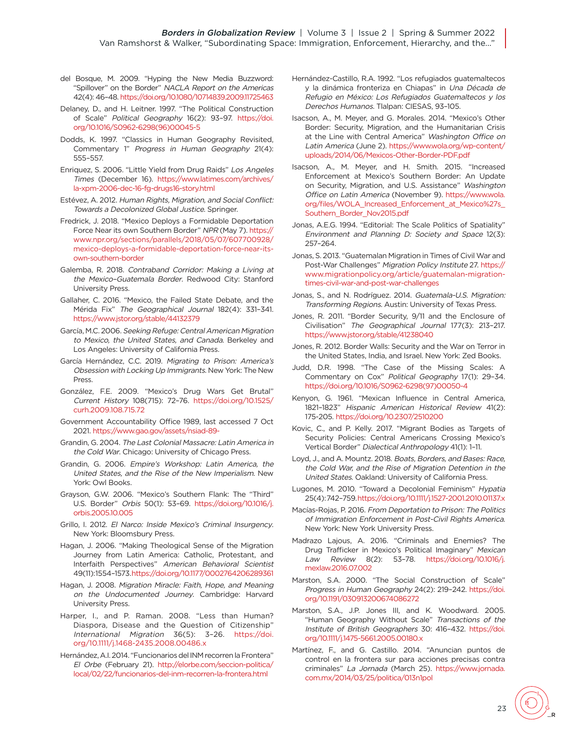del Bosque, M. 2009. "Hyping the New Media Buzzword: "Spillover" on the Border" *NACLA Report on the Americas* 42(4): 46–48. https://doi.org/10.1080/10714839.2009.11725463

Delaney, D., and H. Leitner. 1997. "The Political Construction of Scale" *Political Geography* 16(2): 93–97. https://doi.org/10.1016/S0962-6298(96)00045-5

Dodds, K. 1997. "Classics in Human Geography Revisited, Commentary 1" *Progress in Human Geography* 21(4): 555–557.

Enriquez, S. 2006. "Little Yield from Drug Raids" *Los Angeles Times* (December 16). https://www.latimes.com/archives/la-xpm-2006-dec-16-fg-drugs16-story.html

Estévez, A. 2012. *Human Rights, Migration, and Social Conflict: Towards a Decolonized Global Justice*. Springer.

Fredrick, J. 2018. "Mexico Deploys a Formidable Deportation Force Near its own Southern Border" *NPR* (May 7). https://www.npr.org/sections/parallels/2018/05/07/607700928/mexico-deploys-a-formidable-deportation-force-near-its-own-southern-border

Galemba, R. 2018. *Contraband Corridor: Making a Living at the Mexico–Guatemala Border*. Redwood City: Stanford University Press.

Gallaher, C. 2016. "Mexico, the Failed State Debate, and the Mérida Fix" *The Geographical Journal* 182(4): 331–341. https://www.jstor.org/stable/44132379

García, M.C. 2006. *Seeking Refuge: Central American Migration to Mexico, the United States, and Canada*. Berkeley and Los Angeles: University of California Press.

García Hernández, C.C. 2019. *Migrating to Prison: America's Obsession with Locking Up Immigrants*. New York: The New Press.

González, F.E. 2009. "Mexico's Drug Wars Get Brutal" *Current History* 108(715): 72–76. https://doi.org/10.1525/curh.2009.108.715.72

Government Accountability Office 1989, last accessed 7 Oct 2021. https://www.gao.gov/assets/nsiad-89-

Grandin, G. 2004. *The Last Colonial Massacre: Latin America in the Cold War*. Chicago: University of Chicago Press.

Grandin, G. 2006. *Empire's Workshop: Latin America, the United States, and the Rise of the New Imperialism*. New York: Owl Books.

Grayson, G.W. 2006. "Mexico's Southern Flank: The "Third" U.S. Border" *Orbis* 50(1): 53–69. https://doi.org/10.1016/j.orbis.2005.10.005

Grillo, I. 2012. *El Narco: Inside Mexico's Criminal Insurgency*. New York: Bloomsbury Press.

Hagan, J. 2006. "Making Theological Sense of the Migration Journey from Latin America: Catholic, Protestant, and Interfaith Perspectives" *American Behavioral Scientist* 49(11):1554–1573. https://doi.org/10.1177/0002764206289361

Hagan, J. 2008. *Migration Miracle: Faith, Hope, and Meaning on the Undocumented Journey*. Cambridge: Harvard University Press.

Harper, I., and P. Raman. 2008. "Less than Human? Diaspora, Disease and the Question of Citizenship" *International Migration* 36(5): 3–26. https://doi.org/10.1111/j.1468-2435.2008.00486.x

Hernández, A.I. 2014. "Funcionarios del INM recorren la Frontera" *El Orbe* (February 21). http://elorbe.com/seccion-politica/local/02/22/funcionarios-del-inm-recorren-la-frontera.html

Hernández-Castillo, R.A. 1992. "Los refugiados guatemaltecos y la dinámica fronteriza en Chiapas" in *Una Década de Refugio en México: Los Refugiados Guatemaltecos y los Derechos Humanos*. Tlalpan: CIESAS, 93–105.

Isacson, A., M. Meyer, and G. Morales. 2014. "Mexico's Other Border: Security, Migration, and the Humanitarian Crisis at the Line with Central America" *Washington Office on Latin America* (June 2). https://www.wola.org/wp-content/uploads/2014/06/Mexicos-Other-Border-PDF.pdf

Isacson, A., M. Meyer, and H. Smith. 2015. "Increased Enforcement at Mexico's Southern Border: An Update on Security, Migration, and U.S. Assistance" *Washington Office on Latin America* (November 9). https://www.wola.org/files/WOLA_Increased_Enforcement_at_Mexico%27s_Southern_Border_Nov2015.pdf

Jonas, A.E.G. 1994. "Editorial: The Scale Politics of Spatiality" *Environment and Planning D: Society and Space* 12(3): 257–264.

Jonas, S. 2013. "Guatemalan Migration in Times of Civil War and Post-War Challenges" *Migration Policy Institute* 27. https://www.migrationpolicy.org/article/guatemalan-migration-times-civil-war-and-post-war-challenges

Jonas, S., and N. Rodríguez. 2014. *Guatemala-U.S. Migration: Transforming Regions*. Austin: University of Texas Press.

Jones, R. 2011. "Border Security, 9/11 and the Enclosure of Civilisation" *The Geographical Journal* 177(3): 213–217. https://www.jstor.org/stable/41238040

Jones, R. 2012. Border Walls: Security and the War on Terror in the United States, India, and Israel. New York: Zed Books.

Judd, D.R. 1998. "The Case of the Missing Scales: A Commentary on Cox" *Political Geography* 17(1): 29–34. https://doi.org/10.1016/S0962-6298(97)00050-4

Kenyon, G. 1961. "Mexican Influence in Central America, 1821–1823" *Hispanic American Historical Review* 41(2): 175-205. https://doi.org/10.2307/2510200

Kovic, C., and P. Kelly. 2017. "Migrant Bodies as Targets of Security Policies: Central Americans Crossing Mexico's Vertical Border" *Dialectical Anthropology* 41(1): 1–11.

Loyd, J., and A. Mountz. 2018. *Boats, Borders, and Bases: Race, the Cold War, and the Rise of Migration Detention in the United States*. Oakland: University of California Press.

Lugones, M. 2010. "Toward a Decolonial Feminism" *Hypatia* 25(4): 742–759. https://doi.org/10.1111/j.1527-2001.2010.01137.x

Macías-Rojas, P. 2016. *From Deportation to Prison: The Politics of Immigration Enforcement in Post-Civil Rights America*. New York: New York University Press.

Madrazo Lajous, A. 2016. "Criminals and Enemies? The Drug Trafficker in Mexico's Political Imaginary" *Mexican Law Review* 8(2): 53–78. https://doi.org/10.1016/j.mexlaw.2016.07.002

Marston, S.A. 2000. "The Social Construction of Scale" *Progress in Human Geography* 24(2): 219–242. https://doi.org/10.1191/030913200674086272

Marston, S.A., J.P. Jones III, and K. Woodward. 2005. "Human Geography Without Scale" *Transactions of the Institute of British Geographers* 30: 416–432. https://doi.org/10.1111/j.1475-5661.2005.00180.x

Martínez, F., and G. Castillo. 2014. "Anuncian puntos de control en la frontera sur para acciones precisas contra criminales" *La Jornada* (March 25). https://www.jornada.com.mx/2014/03/25/politica/013n1pol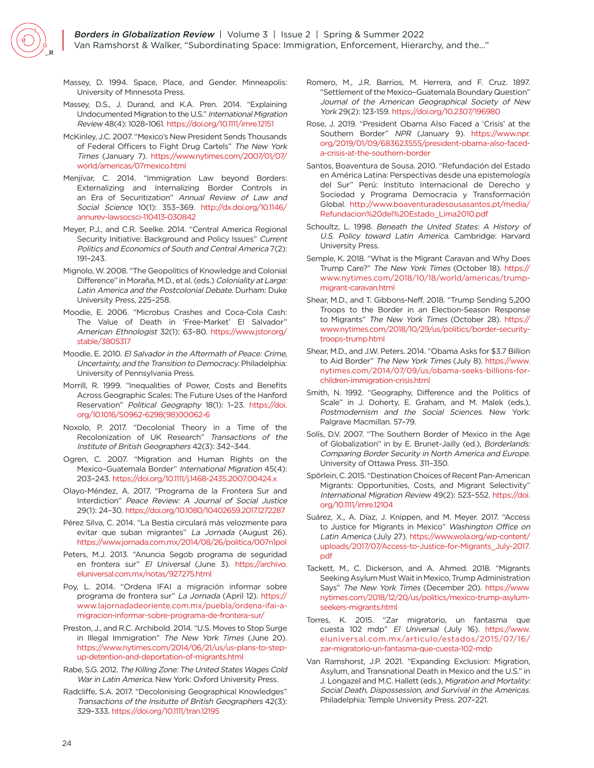Massey, D. 1994. Space, Place, and Gender. Minneapolis: University of Minnesota Press.

Massey, D.S., J. Durand, and K.A. Pren. 2014. "Explaining Undocumented Migration to the U.S." *International Migration Review* 48(4): 1028–1061. https://doi.org/10.1111/imre.12151

McKinley, J.C. 2007. "Mexico's New President Sends Thousands of Federal Officers to Fight Drug Cartels" *The New York Times* (January 7). https://www.nytimes.com/2007/01/07/world/americas/07mexico.html

Menjívar, C. 2014. "Immigration Law beyond Borders: Externalizing and Internalizing Border Controls in an Era of Securitization" *Annual Review of Law and Social Science* 10(1): 353–369. http://dx.doi.org/10.1146/annurev-lawsocsci-110413-030842

Meyer, P.J., and C.R. Seelke. 2014. "Central America Regional Security Initiative: Background and Policy Issues" *Current Politics and Economics of South and Central America* 7(2): 191–243.

Mignolo, W. 2008. "The Geopolitics of Knowledge and Colonial Difference" in Moraña, M.D., et al. (eds.) *Coloniality at Large: Latin America and the Postcolonial Debate.* Durham: Duke University Press, 225–258.

Moodie, E. 2006. "Microbus Crashes and Coca-Cola Cash: The Value of Death in 'Free-Market' El Salvador" *American Ethnologist* 32(1): 63–80. https://www.jstor.org/stable/3805317

Moodie, E. 2010. *El Salvador in the Aftermath of Peace: Crime, Uncertainty, and the Transition to Democracy.* Philadelphia: University of Pennsylvania Press.

Morrill, R. 1999. "Inequalities of Power, Costs and Benefits Across Geographic Scales: The Future Uses of the Hanford Reservation" *Political Geography* 18(1): 1–23. https://doi.org/10.1016/S0962-6298(98)00062-6

Noxolo, P. 2017. "Decolonial Theory in a Time of the Recolonization of UK Research" *Transactions of the Institute of British Geographers* 42(3): 342–344.

Ogren, C. 2007. "Migration and Human Rights on the Mexico–Guatemala Border" *International Migration* 45(4): 203–243. https://doi.org/10.1111/j.1468-2435.2007.00424.x

Olayo-Méndez, A. 2017. "Programa de la Frontera Sur and Interdiction" *Peace Review: A Journal of Social Justice* 29(1): 24–30. https://doi.org/10.1080/10402659.2017.1272287

Pérez Silva, C. 2014. "La Bestia circulará más velozmente para evitar que suban migrantes" *La Jornada* (August 26). https://www.jornada.com.mx/2014/08/26/politica/007n1pol

Peters, M.J. 2013. "Anuncia Segob programa de seguridad en frontera sur" *El Universal* (June 3). https://archivo.eluniversal.com.mx/notas/927275.html

Poy, L. 2014. "Ordena IFAI a migración informar sobre programa de frontera sur" *La Jornada* (April 12). https://www.lajornadadeoriente.com.mx/puebla/ordena-ifai-a-migracion-informar-sobre-programa-de-frontera-sur/

Preston, J., and R.C. Archibold. 2014. "U.S. Moves to Stop Surge in Illegal Immigration" *The New York Times* (June 20). https://www.nytimes.com/2014/06/21/us/us-plans-to-step-up-detention-and-deportation-of-migrants.html

Rabe, S.G. 2012. *The Killing Zone: The United States Wages Cold War in Latin America.* New York: Oxford University Press.

Radcliffe, S.A. 2017. "Decolonising Geographical Knowledges" *Transactions of the Insitutte of British Geographers* 42(3): 329–333. https://doi.org/10.1111/tran.12195

Romero, M., J.R. Barrios, M. Herrera, and F. Cruz. 1897. "Settlement of the Mexico–Guatemala Boundary Question" *Journal of the American Geographical Society of New York* 29(2): 123-159. https://doi.org/10.2307/196980

Rose, J. 2019. "President Obama Also Faced a 'Crisis' at the Southern Border" *NPR* (January 9). https://www.npr.org/2019/01/09/683623555/president-obama-also-faced-a-crisis-at-the-southern-border

Santos, Boaventura de Sousa. 2010. "Refundación del Estado en América Latina: Perspectivas desde una epistemología del Sur" Perú: Instituto Internacional de Derecho y Sociedad y Programa Democracia y Transformación Global. http://www.boaventuradesousasantos.pt/media/Refundacion%20del%20Estado_Lima2010.pdf

Schoultz, L. 1998. *Beneath the United States: A History of U.S. Policy toward Latin America.* Cambridge: Harvard University Press.

Semple, K. 2018. "What is the Migrant Caravan and Why Does Trump Care?" *The New York Times* (October 18). https://www.nytimes.com/2018/10/18/world/americas/trump-migrant-caravan.html

Shear, M.D., and T. Gibbons-Neff. 2018. "Trump Sending 5,200 Troops to the Border in an Election-Season Response to Migrants" *The New York Times* (October 28). https://www.nytimes.com/2018/10/29/us/politics/border-security-troops-trump.html

Shear, M.D., and J.W. Peters. 2014. "Obama Asks for $3.7 Billion to Aid Border" *The New York Times* (July 8). https://www.nytimes.com/2014/07/09/us/obama-seeks-billions-for-children-immigration-crisis.html

Smith, N. 1992. "Geography, Difference and the Politics of Scale" in J. Doherty, E. Graham, and M. Malek (eds.), *Postmodernism and the Social Sciences.* New York: Palgrave Macmillan. 57–79.

Solís, D.V. 2007. "The Southern Border of Mexico in the Age of Globalization" in by E. Brunet-Jailly (ed.), *Borderlands: Comparing Border Security in North America and Europe.* University of Ottawa Press. 311–350.

Spörlein, C. 2015. "Destination Choices of Recent Pan-American Migrants: Opportunities, Costs, and Migrant Selectivity" *International Migration Review* 49(2): 523–552. https://doi.org/10.1111/imre.12104

Suárez, X., A. Díaz, J. Knippen, and M. Meyer. 2017. "Access to Justice for Migrants in Mexico" *Washington Office on Latin America* (July 27). https://www.wola.org/wp-content/uploads/2017/07/Access-to-Justice-for-Migrants_July-2017.pdf

Tackett, M., C. Dickerson, and A. Ahmed. 2018. "Migrants Seeking Asylum Must Wait in Mexico, Trump Administration Says" *The New York Times* (December 20). https://www.nytimes.com/2018/12/20/us/politics/mexico-trump-asylum-seekers-migrants.html

Torres, K. 2015. "Zar migratorio, un fantasma que cuesta 102 mdp" *El Universal* (July 16). https://www.eluniversal.com.mx/articulo/estados/2015/07/16/zar-migratorio-un-fantasma-que-cuesta-102-mdp

Van Ramshorst, J.P. 2021. "Expanding Exclusion: Migration, Asylum, and Transnational Death in Mexico and the U.S." in J. Longazel and M.C. Hallett (eds.), *Migration and Mortality: Social Death, Dispossession, and Survival in the Americas.* Philadelphia: Temple University Press. 207–221.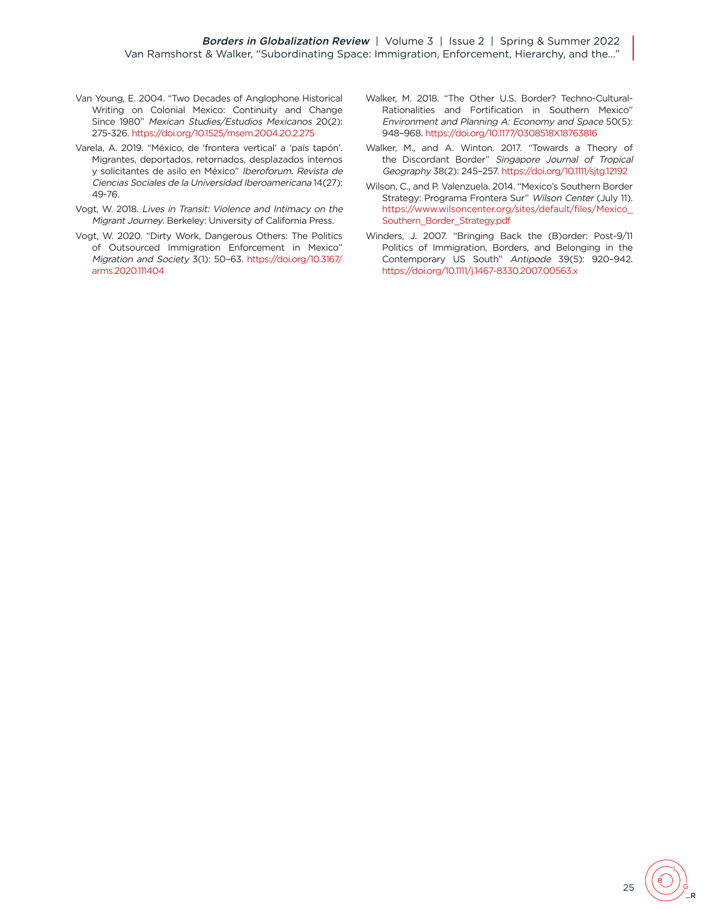Van Young, E. 2004. "Two Decades of Anglophone Historical Writing on Colonial Mexico: Continuity and Change Since 1980" *Mexican Studies/Estudios Mexicanos* 20(2): 275-326. https://doi.org/10.1525/msem.2004.20.2.275

Varela, A. 2019. "México, de 'frontera vertical' a 'país tapón'. Migrantes, deportados, retornados, desplazados internos y solicitantes de asilo en México" *Iberoforum. Revista de Ciencias Sociales de la Universidad Iberoamericana* 14(27): 49-76.

Vogt, W. 2018. *Lives in Transit: Violence and Intimacy on the Migrant Journey*. Berkeley: University of California Press.

Vogt, W. 2020. "Dirty Work, Dangerous Others: The Politics of Outsourced Immigration Enforcement in Mexico" *Migration and Society* 3(1): 50–63. https://doi.org/10.3167/arms.2020.111404

Walker, M. 2018. "The Other U.S. Border? Techno-Cultural-Rationalities and Fortification in Southern Mexico" *Environment and Planning A: Economy and Space* 50(5): 948–968. https://doi.org/10.1177/0308518X18763816

Walker, M., and A. Winton. 2017. "Towards a Theory of the Discordant Border" *Singapore Journal of Tropical Geography* 38(2): 245–257. https://doi.org/10.1111/sjtg.12192

Wilson, C., and P. Valenzuela. 2014. "Mexico's Southern Border Strategy: Programa Frontera Sur" *Wilson Center* (July 11). https://www.wilsoncenter.org/sites/default/files/Mexico_Southern_Border_Strategy.pdf

Winders, J. 2007. "Bringing Back the (B)order: Post-9/11 Politics of Immigration, Borders, and Belonging in the Contemporary US South" *Antipode* 39(5): 920–942. https://doi.org/10.1111/j.1467-8330.2007.00563.x